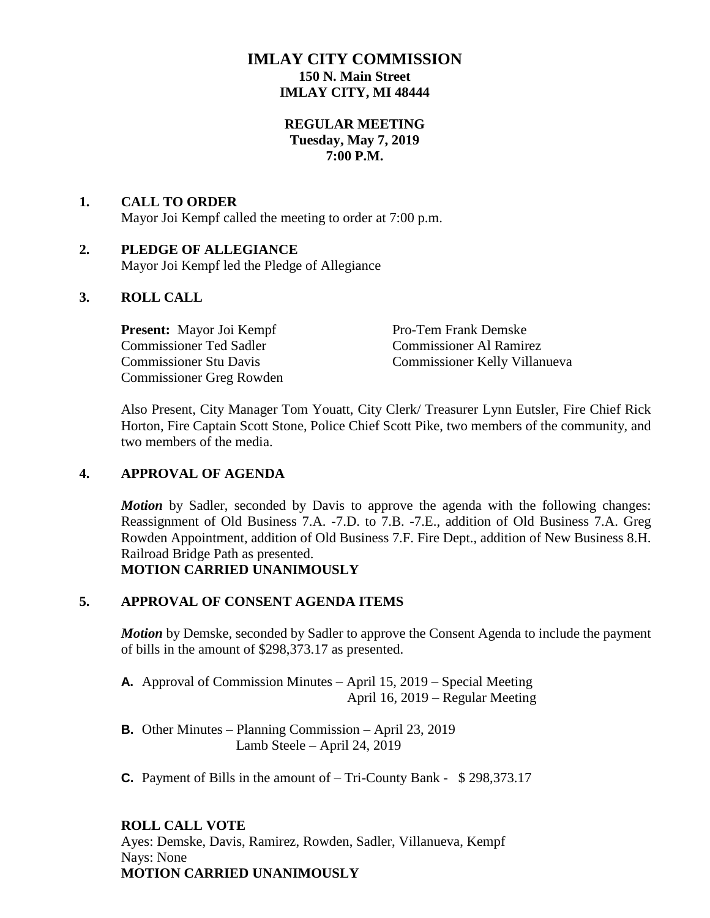# IMLAY CITY COMMISSION

**150 N. Main Street**
**IMLAY CITY, MI 48444**

**REGULAR MEETING**
**Tuesday, May 7, 2019**
**7:00 P.M.**

**1. CALL TO ORDER**

Mayor Joi Kempf called the meeting to order at 7:00 p.m.

**2. PLEDGE OF ALLEGIANCE**

Mayor Joi Kempf led the Pledge of Allegiance

**3. ROLL CALL**

**Present:** Mayor Joi Kempf
Pro-Tem Frank Demske
Commissioner Ted Sadler
Commissioner Al Ramirez
Commissioner Stu Davis
Commissioner Kelly Villanueva
Commissioner Greg Rowden

Also Present, City Manager Tom Youatt, City Clerk/ Treasurer Lynn Eutsler, Fire Chief Rick Horton, Fire Captain Scott Stone, Police Chief Scott Pike, two members of the community, and two members of the media.

**4. APPROVAL OF AGENDA**

***Motion*** by Sadler, seconded by Davis to approve the agenda with the following changes: Reassignment of Old Business 7.A. -7.D. to 7.B. -7.E., addition of Old Business 7.A. Greg Rowden Appointment, addition of Old Business 7.F. Fire Dept., addition of New Business 8.H. Railroad Bridge Path as presented.

**MOTION CARRIED UNANIMOUSLY**

**5. APPROVAL OF CONSENT AGENDA ITEMS**

***Motion*** by Demske, seconded by Sadler to approve the Consent Agenda to include the payment of bills in the amount of $298,373.17 as presented.

**A.** Approval of Commission Minutes – April 15, 2019 – Special Meeting
April 16, 2019 – Regular Meeting

**B.** Other Minutes – Planning Commission – April 23, 2019
Lamb Steele – April 24, 2019

**C.** Payment of Bills in the amount of – Tri-County Bank - $ 298,373.17

**ROLL CALL VOTE**

Ayes: Demske, Davis, Ramirez, Rowden, Sadler, Villanueva, Kempf
Nays: None

**MOTION CARRIED UNANIMOUSLY**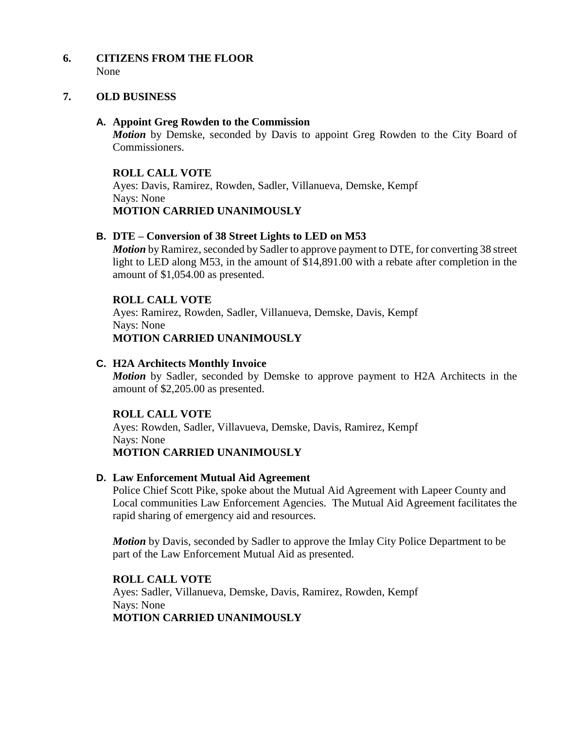## 6. CITIZENS FROM THE FLOOR

None

## 7. OLD BUSINESS

### A. Appoint Greg Rowden to the Commission

***Motion*** by Demske, seconded by Davis to appoint Greg Rowden to the City Board of Commissioners.

**ROLL CALL VOTE**
Ayes: Davis, Ramirez, Rowden, Sadler, Villanueva, Demske, Kempf
Nays: None
**MOTION CARRIED UNANIMOUSLY**

### B. DTE – Conversion of 38 Street Lights to LED on M53

***Motion*** by Ramirez, seconded by Sadler to approve payment to DTE, for converting 38 street light to LED along M53, in the amount of $14,891.00 with a rebate after completion in the amount of $1,054.00 as presented.

**ROLL CALL VOTE**
Ayes: Ramirez, Rowden, Sadler, Villanueva, Demske, Davis, Kempf
Nays: None
**MOTION CARRIED UNANIMOUSLY**

### C. H2A Architects Monthly Invoice

***Motion*** by Sadler, seconded by Demske to approve payment to H2A Architects in the amount of $2,205.00 as presented.

**ROLL CALL VOTE**
Ayes: Rowden, Sadler, Villavueva, Demske, Davis, Ramirez, Kempf
Nays: None
**MOTION CARRIED UNANIMOUSLY**

### D. Law Enforcement Mutual Aid Agreement

Police Chief Scott Pike, spoke about the Mutual Aid Agreement with Lapeer County and Local communities Law Enforcement Agencies. The Mutual Aid Agreement facilitates the rapid sharing of emergency aid and resources.

***Motion*** by Davis, seconded by Sadler to approve the Imlay City Police Department to be part of the Law Enforcement Mutual Aid as presented.

**ROLL CALL VOTE**
Ayes: Sadler, Villanueva, Demske, Davis, Ramirez, Rowden, Kempf
Nays: None
**MOTION CARRIED UNANIMOUSLY**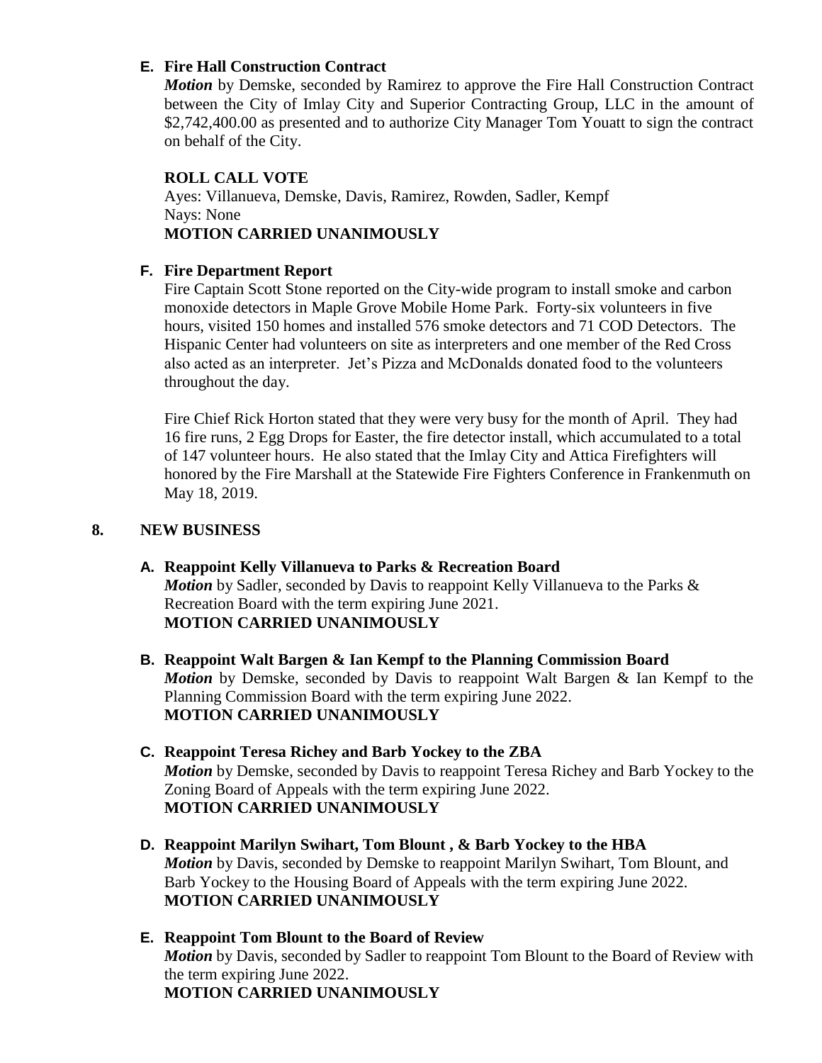**E. Fire Hall Construction Contract**

***Motion*** by Demske, seconded by Ramirez to approve the Fire Hall Construction Contract between the City of Imlay City and Superior Contracting Group, LLC in the amount of $2,742,400.00 as presented and to authorize City Manager Tom Youatt to sign the contract on behalf of the City.

**ROLL CALL VOTE**
Ayes: Villanueva, Demske, Davis, Ramirez, Rowden, Sadler, Kempf
Nays: None
**MOTION CARRIED UNANIMOUSLY**

**F. Fire Department Report**

Fire Captain Scott Stone reported on the City-wide program to install smoke and carbon monoxide detectors in Maple Grove Mobile Home Park. Forty-six volunteers in five hours, visited 150 homes and installed 576 smoke detectors and 71 COD Detectors. The Hispanic Center had volunteers on site as interpreters and one member of the Red Cross also acted as an interpreter. Jet's Pizza and McDonalds donated food to the volunteers throughout the day.

Fire Chief Rick Horton stated that they were very busy for the month of April. They had 16 fire runs, 2 Egg Drops for Easter, the fire detector install, which accumulated to a total of 147 volunteer hours. He also stated that the Imlay City and Attica Firefighters will honored by the Fire Marshall at the Statewide Fire Fighters Conference in Frankenmuth on May 18, 2019.

## 8. NEW BUSINESS

**A. Reappoint Kelly Villanueva to Parks & Recreation Board**

***Motion*** by Sadler, seconded by Davis to reappoint Kelly Villanueva to the Parks & Recreation Board with the term expiring June 2021.
**MOTION CARRIED UNANIMOUSLY**

**B. Reappoint Walt Bargen & Ian Kempf to the Planning Commission Board**

***Motion*** by Demske, seconded by Davis to reappoint Walt Bargen & Ian Kempf to the Planning Commission Board with the term expiring June 2022.
**MOTION CARRIED UNANIMOUSLY**

**C. Reappoint Teresa Richey and Barb Yockey to the ZBA**

***Motion*** by Demske, seconded by Davis to reappoint Teresa Richey and Barb Yockey to the Zoning Board of Appeals with the term expiring June 2022.
**MOTION CARRIED UNANIMOUSLY**

**D. Reappoint Marilyn Swihart, Tom Blount , & Barb Yockey to the HBA**

***Motion*** by Davis, seconded by Demske to reappoint Marilyn Swihart, Tom Blount, and Barb Yockey to the Housing Board of Appeals with the term expiring June 2022.
**MOTION CARRIED UNANIMOUSLY**

**E. Reappoint Tom Blount to the Board of Review**

***Motion*** by Davis, seconded by Sadler to reappoint Tom Blount to the Board of Review with the term expiring June 2022.
**MOTION CARRIED UNANIMOUSLY**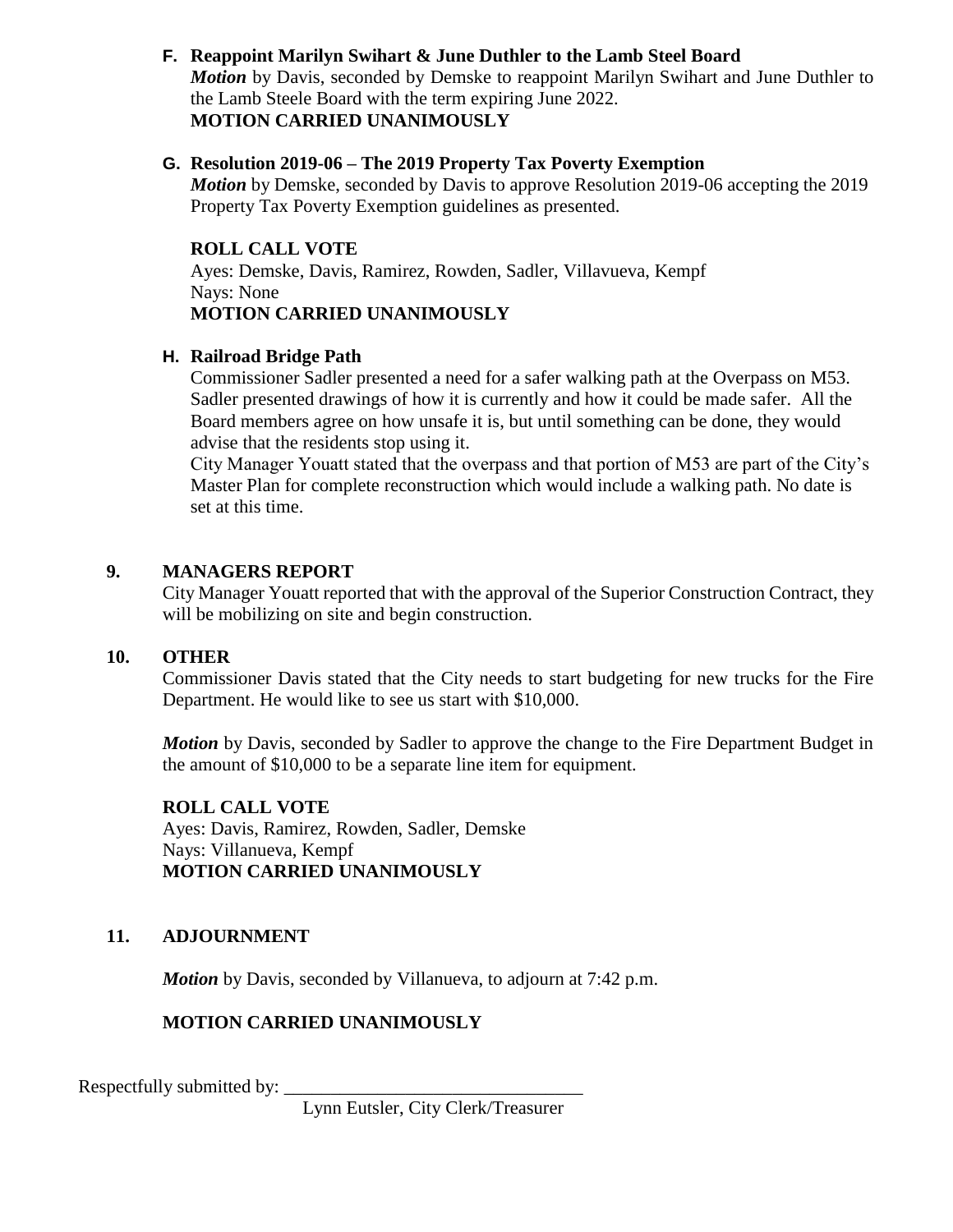**F. Reappoint Marilyn Swihart & June Duthler to the Lamb Steel Board**

*Motion* by Davis, seconded by Demske to reappoint Marilyn Swihart and June Duthler to the Lamb Steele Board with the term expiring June 2022.

**MOTION CARRIED UNANIMOUSLY**

**G. Resolution 2019-06 – The 2019 Property Tax Poverty Exemption**

*Motion* by Demske, seconded by Davis to approve Resolution 2019-06 accepting the 2019 Property Tax Poverty Exemption guidelines as presented.

**ROLL CALL VOTE**

Ayes: Demske, Davis, Ramirez, Rowden, Sadler, Villavueva, Kempf

Nays: None

**MOTION CARRIED UNANIMOUSLY**

**H. Railroad Bridge Path**

Commissioner Sadler presented a need for a safer walking path at the Overpass on M53. Sadler presented drawings of how it is currently and how it could be made safer. All the Board members agree on how unsafe it is, but until something can be done, they would advise that the residents stop using it.

City Manager Youatt stated that the overpass and that portion of M53 are part of the City's Master Plan for complete reconstruction which would include a walking path. No date is set at this time.

## 9. MANAGERS REPORT

City Manager Youatt reported that with the approval of the Superior Construction Contract, they will be mobilizing on site and begin construction.

## 10. OTHER

Commissioner Davis stated that the City needs to start budgeting for new trucks for the Fire Department. He would like to see us start with $10,000.

*Motion* by Davis, seconded by Sadler to approve the change to the Fire Department Budget in the amount of $10,000 to be a separate line item for equipment.

**ROLL CALL VOTE**

Ayes: Davis, Ramirez, Rowden, Sadler, Demske

Nays: Villanueva, Kempf

**MOTION CARRIED UNANIMOUSLY**

## 11. ADJOURNMENT

*Motion* by Davis, seconded by Villanueva, to adjourn at 7:42 p.m.

**MOTION CARRIED UNANIMOUSLY**

Respectfully submitted by: ________________________________

Lynn Eutsler, City Clerk/Treasurer